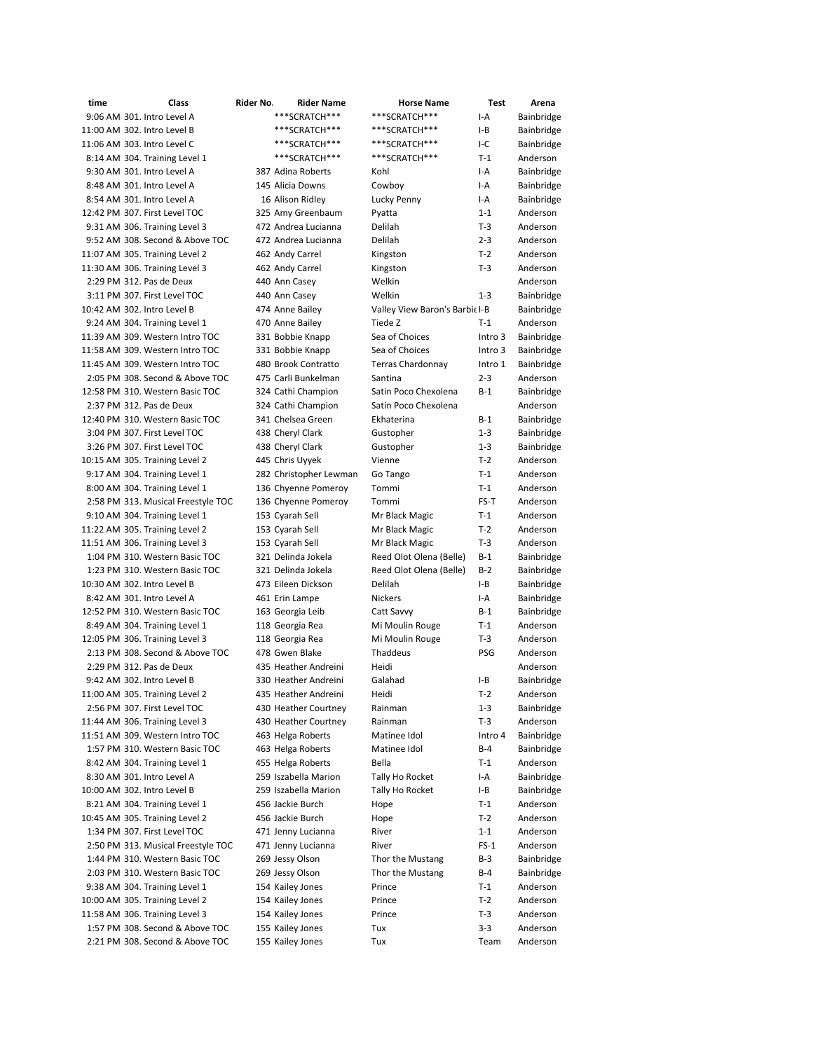| time | Class | Rider No. | Rider Name | Horse Name | Test | Arena |
|---|---|---|---|---|---|---|
| 9:06 AM | 301. Intro Level A | | ***SCRATCH*** | ***SCRATCH*** | I-A | Bainbridge |
| 11:00 AM | 302. Intro Level B | | ***SCRATCH*** | ***SCRATCH*** | I-B | Bainbridge |
| 11:06 AM | 303. Intro Level C | | ***SCRATCH*** | ***SCRATCH*** | I-C | Bainbridge |
| 8:14 AM | 304. Training Level 1 | | ***SCRATCH*** | ***SCRATCH*** | T-1 | Anderson |
| 9:30 AM | 301. Intro Level A | 387 | Adina Roberts | Kohl | I-A | Bainbridge |
| 8:48 AM | 301. Intro Level A | 145 | Alicia Downs | Cowboy | I-A | Bainbridge |
| 8:54 AM | 301. Intro Level A | 16 | Alison Ridley | Lucky Penny | I-A | Bainbridge |
| 12:42 PM | 307. First Level TOC | 325 | Amy Greenbaum | Pyatta | 1-1 | Anderson |
| 9:31 AM | 306. Training Level 3 | 472 | Andrea Lucianna | Delilah | T-3 | Anderson |
| 9:52 AM | 308. Second & Above TOC | 472 | Andrea Lucianna | Delilah | 2-3 | Anderson |
| 11:07 AM | 305. Training Level 2 | 462 | Andy Carrel | Kingston | T-2 | Anderson |
| 11:30 AM | 306. Training Level 3 | 462 | Andy Carrel | Kingston | T-3 | Anderson |
| 2:29 PM | 312. Pas de Deux | 440 | Ann Casey | Welkin | | Anderson |
| 3:11 PM | 307. First Level TOC | 440 | Ann Casey | Welkin | 1-3 | Bainbridge |
| 10:42 AM | 302. Intro Level B | 474 | Anne Bailey | Valley View Baron's Barbie | I-B | Bainbridge |
| 9:24 AM | 304. Training Level 1 | 470 | Anne Bailey | Tiede Z | T-1 | Anderson |
| 11:39 AM | 309. Western Intro TOC | 331 | Bobbie Knapp | Sea of Choices | Intro 3 | Bainbridge |
| 11:58 AM | 309. Western Intro TOC | 331 | Bobbie Knapp | Sea of Choices | Intro 3 | Bainbridge |
| 11:45 AM | 309. Western Intro TOC | 480 | Brook Contratto | Terras Chardonnay | Intro 1 | Bainbridge |
| 2:05 PM | 308. Second & Above TOC | 475 | Carli Bunkelman | Santina | 2-3 | Anderson |
| 12:58 PM | 310. Western Basic TOC | 324 | Cathi Champion | Satin Poco Chexolena | B-1 | Bainbridge |
| 2:37 PM | 312. Pas de Deux | 324 | Cathi Champion | Satin Poco Chexolena | | Anderson |
| 12:40 PM | 310. Western Basic TOC | 341 | Chelsea Green | Ekhaterina | B-1 | Bainbridge |
| 3:04 PM | 307. First Level TOC | 438 | Cheryl Clark | Gustopher | 1-3 | Bainbridge |
| 3:26 PM | 307. First Level TOC | 438 | Cheryl Clark | Gustopher | 1-3 | Bainbridge |
| 10:15 AM | 305. Training Level 2 | 445 | Chris Uyyek | Vienne | T-2 | Anderson |
| 9:17 AM | 304. Training Level 1 | 282 | Christopher Lewman | Go Tango | T-1 | Anderson |
| 8:00 AM | 304. Training Level 1 | 136 | Chyenne Pomeroy | Tommi | T-1 | Anderson |
| 2:58 PM | 313. Musical Freestyle TOC | 136 | Chyenne Pomeroy | Tommi | FS-T | Anderson |
| 9:10 AM | 304. Training Level 1 | 153 | Cyarah Sell | Mr Black Magic | T-1 | Anderson |
| 11:22 AM | 305. Training Level 2 | 153 | Cyarah Sell | Mr Black Magic | T-2 | Anderson |
| 11:51 AM | 306. Training Level 3 | 153 | Cyarah Sell | Mr Black Magic | T-3 | Anderson |
| 1:04 PM | 310. Western Basic TOC | 321 | Delinda Jokela | Reed Olot Olena (Belle) | B-1 | Bainbridge |
| 1:23 PM | 310. Western Basic TOC | 321 | Delinda Jokela | Reed Olot Olena (Belle) | B-2 | Bainbridge |
| 10:30 AM | 302. Intro Level B | 473 | Eileen Dickson | Delilah | I-B | Bainbridge |
| 8:42 AM | 301. Intro Level A | 461 | Erin Lampe | Nickers | I-A | Bainbridge |
| 12:52 PM | 310. Western Basic TOC | 163 | Georgia Leib | Catt Savvy | B-1 | Bainbridge |
| 8:49 AM | 304. Training Level 1 | 118 | Georgia Rea | Mi Moulin Rouge | T-1 | Anderson |
| 12:05 PM | 306. Training Level 3 | 118 | Georgia Rea | Mi Moulin Rouge | T-3 | Anderson |
| 2:13 PM | 308. Second & Above TOC | 478 | Gwen Blake | Thaddeus | PSG | Anderson |
| 2:29 PM | 312. Pas de Deux | 435 | Heather Andreini | Heidi | | Anderson |
| 9:42 AM | 302. Intro Level B | 330 | Heather Andreini | Galahad | I-B | Bainbridge |
| 11:00 AM | 305. Training Level 2 | 435 | Heather Andreini | Heidi | T-2 | Anderson |
| 2:56 PM | 307. First Level TOC | 430 | Heather Courtney | Rainman | 1-3 | Bainbridge |
| 11:44 AM | 306. Training Level 3 | 430 | Heather Courtney | Rainman | T-3 | Anderson |
| 11:51 AM | 309. Western Intro TOC | 463 | Helga Roberts | Matinee Idol | Intro 4 | Bainbridge |
| 1:57 PM | 310. Western Basic TOC | 463 | Helga Roberts | Matinee Idol | B-4 | Bainbridge |
| 8:42 AM | 304. Training Level 1 | 455 | Helga Roberts | Bella | T-1 | Anderson |
| 8:30 AM | 301. Intro Level A | 259 | Iszabella Marion | Tally Ho Rocket | I-A | Bainbridge |
| 10:00 AM | 302. Intro Level B | 259 | Iszabella Marion | Tally Ho Rocket | I-B | Bainbridge |
| 8:21 AM | 304. Training Level 1 | 456 | Jackie Burch | Hope | T-1 | Anderson |
| 10:45 AM | 305. Training Level 2 | 456 | Jackie Burch | Hope | T-2 | Anderson |
| 1:34 PM | 307. First Level TOC | 471 | Jenny Lucianna | River | 1-1 | Anderson |
| 2:50 PM | 313. Musical Freestyle TOC | 471 | Jenny Lucianna | River | FS-1 | Anderson |
| 1:44 PM | 310. Western Basic TOC | 269 | Jessy Olson | Thor the Mustang | B-3 | Bainbridge |
| 2:03 PM | 310. Western Basic TOC | 269 | Jessy Olson | Thor the Mustang | B-4 | Bainbridge |
| 9:38 AM | 304. Training Level 1 | 154 | Kailey Jones | Prince | T-1 | Anderson |
| 10:00 AM | 305. Training Level 2 | 154 | Kailey Jones | Prince | T-2 | Anderson |
| 11:58 AM | 306. Training Level 3 | 154 | Kailey Jones | Prince | T-3 | Anderson |
| 1:57 PM | 308. Second & Above TOC | 155 | Kailey Jones | Tux | 3-3 | Anderson |
| 2:21 PM | 308. Second & Above TOC | 155 | Kailey Jones | Tux | Team | Anderson |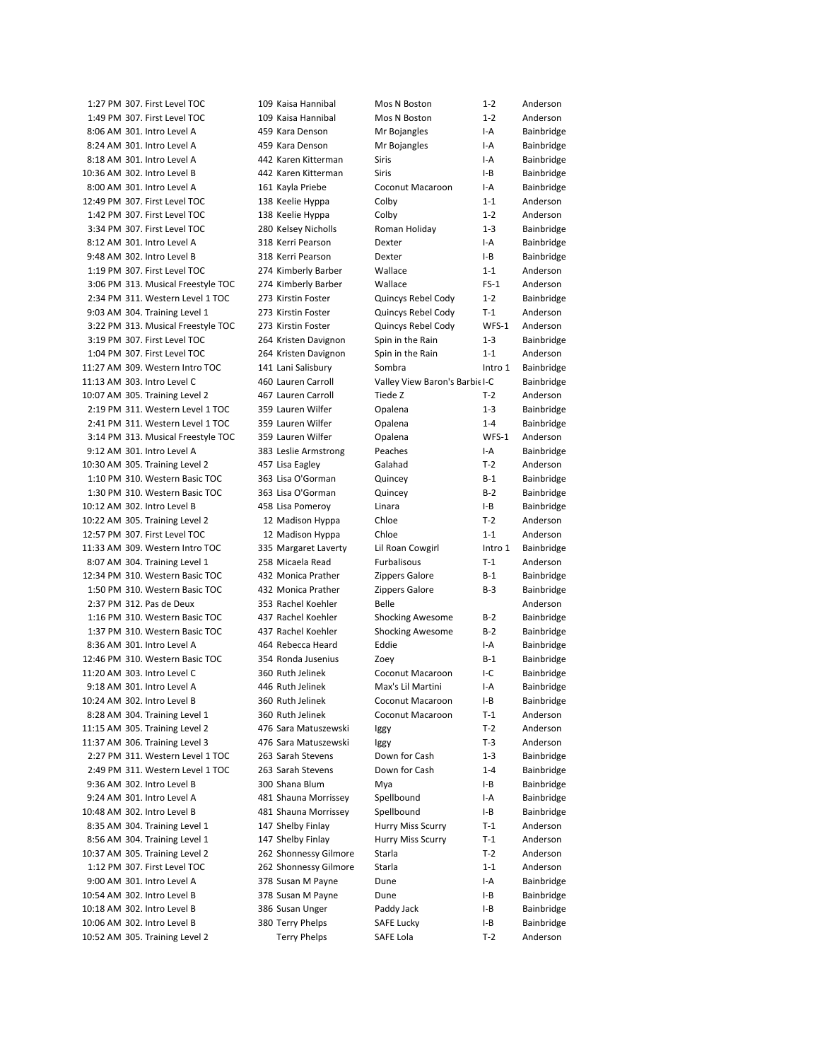| | | | | | | | |
|---|---|---|---|---|---|---|---|
| 1:27 PM | 307. First Level TOC | 109 | Kaisa Hannibal | Mos N Boston | 1-2 | Anderson |
| 1:49 PM | 307. First Level TOC | 109 | Kaisa Hannibal | Mos N Boston | 1-2 | Anderson |
| 8:06 AM | 301. Intro Level A | 459 | Kara Denson | Mr Bojangles | I-A | Bainbridge |
| 8:24 AM | 301. Intro Level A | 459 | Kara Denson | Mr Bojangles | I-A | Bainbridge |
| 8:18 AM | 301. Intro Level A | 442 | Karen Kitterman | Siris | I-A | Bainbridge |
| 10:36 AM | 302. Intro Level B | 442 | Karen Kitterman | Siris | I-B | Bainbridge |
| 8:00 AM | 301. Intro Level A | 161 | Kayla Priebe | Coconut Macaroon | I-A | Bainbridge |
| 12:49 PM | 307. First Level TOC | 138 | Keelie Hyppa | Colby | 1-1 | Anderson |
| 1:42 PM | 307. First Level TOC | 138 | Keelie Hyppa | Colby | 1-2 | Anderson |
| 3:34 PM | 307. First Level TOC | 280 | Kelsey Nicholls | Roman Holiday | 1-3 | Bainbridge |
| 8:12 AM | 301. Intro Level A | 318 | Kerri Pearson | Dexter | I-A | Bainbridge |
| 9:48 AM | 302. Intro Level B | 318 | Kerri Pearson | Dexter | I-B | Bainbridge |
| 1:19 PM | 307. First Level TOC | 274 | Kimberly Barber | Wallace | 1-1 | Anderson |
| 3:06 PM | 313. Musical Freestyle TOC | 274 | Kimberly Barber | Wallace | FS-1 | Anderson |
| 2:34 PM | 311. Western Level 1 TOC | 273 | Kirstin Foster | Quincys Rebel Cody | 1-2 | Bainbridge |
| 9:03 AM | 304. Training Level 1 | 273 | Kirstin Foster | Quincys Rebel Cody | T-1 | Anderson |
| 3:22 PM | 313. Musical Freestyle TOC | 273 | Kirstin Foster | Quincys Rebel Cody | WFS-1 | Anderson |
| 3:19 PM | 307. First Level TOC | 264 | Kristen Davignon | Spin in the Rain | 1-3 | Bainbridge |
| 1:04 PM | 307. First Level TOC | 264 | Kristen Davignon | Spin in the Rain | 1-1 | Anderson |
| 11:27 AM | 309. Western Intro TOC | 141 | Lani Salisbury | Sombra | Intro 1 | Bainbridge |
| 11:13 AM | 303. Intro Level C | 460 | Lauren Carroll | Valley View Baron's Barbie | I-C | Bainbridge |
| 10:07 AM | 305. Training Level 2 | 467 | Lauren Carroll | Tiede Z | T-2 | Anderson |
| 2:19 PM | 311. Western Level 1 TOC | 359 | Lauren Wilfer | Opalena | 1-3 | Bainbridge |
| 2:41 PM | 311. Western Level 1 TOC | 359 | Lauren Wilfer | Opalena | 1-4 | Bainbridge |
| 3:14 PM | 313. Musical Freestyle TOC | 359 | Lauren Wilfer | Opalena | WFS-1 | Anderson |
| 9:12 AM | 301. Intro Level A | 383 | Leslie Armstrong | Peaches | I-A | Bainbridge |
| 10:30 AM | 305. Training Level 2 | 457 | Lisa Eagley | Galahad | T-2 | Anderson |
| 1:10 PM | 310. Western Basic TOC | 363 | Lisa O'Gorman | Quincey | B-1 | Bainbridge |
| 1:30 PM | 310. Western Basic TOC | 363 | Lisa O'Gorman | Quincey | B-2 | Bainbridge |
| 10:12 AM | 302. Intro Level B | 458 | Lisa Pomeroy | Linara | I-B | Bainbridge |
| 10:22 AM | 305. Training Level 2 | 12 | Madison Hyppa | Chloe | T-2 | Anderson |
| 12:57 PM | 307. First Level TOC | 12 | Madison Hyppa | Chloe | 1-1 | Anderson |
| 11:33 AM | 309. Western Intro TOC | 335 | Margaret Laverty | Lil Roan Cowgirl | Intro 1 | Bainbridge |
| 8:07 AM | 304. Training Level 1 | 258 | Micaela Read | Furbalisous | T-1 | Anderson |
| 12:34 PM | 310. Western Basic TOC | 432 | Monica Prather | Zippers Galore | B-1 | Bainbridge |
| 1:50 PM | 310. Western Basic TOC | 432 | Monica Prather | Zippers Galore | B-3 | Bainbridge |
| 2:37 PM | 312. Pas de Deux | 353 | Rachel Koehler | Belle | | Anderson |
| 1:16 PM | 310. Western Basic TOC | 437 | Rachel Koehler | Shocking Awesome | B-2 | Bainbridge |
| 1:37 PM | 310. Western Basic TOC | 437 | Rachel Koehler | Shocking Awesome | B-2 | Bainbridge |
| 8:36 AM | 301. Intro Level A | 464 | Rebecca Heard | Eddie | I-A | Bainbridge |
| 12:46 PM | 310. Western Basic TOC | 354 | Ronda Jusenius | Zoey | B-1 | Bainbridge |
| 11:20 AM | 303. Intro Level C | 360 | Ruth Jelinek | Coconut Macaroon | I-C | Bainbridge |
| 9:18 AM | 301. Intro Level A | 446 | Ruth Jelinek | Max's Lil Martini | I-A | Bainbridge |
| 10:24 AM | 302. Intro Level B | 360 | Ruth Jelinek | Coconut Macaroon | I-B | Bainbridge |
| 8:28 AM | 304. Training Level 1 | 360 | Ruth Jelinek | Coconut Macaroon | T-1 | Anderson |
| 11:15 AM | 305. Training Level 2 | 476 | Sara Matuszewski | Iggy | T-2 | Anderson |
| 11:37 AM | 306. Training Level 3 | 476 | Sara Matuszewski | Iggy | T-3 | Anderson |
| 2:27 PM | 311. Western Level 1 TOC | 263 | Sarah Stevens | Down for Cash | 1-3 | Bainbridge |
| 2:49 PM | 311. Western Level 1 TOC | 263 | Sarah Stevens | Down for Cash | 1-4 | Bainbridge |
| 9:36 AM | 302. Intro Level B | 300 | Shana Blum | Mya | I-B | Bainbridge |
| 9:24 AM | 301. Intro Level A | 481 | Shauna Morrissey | Spellbound | I-A | Bainbridge |
| 10:48 AM | 302. Intro Level B | 481 | Shauna Morrissey | Spellbound | I-B | Bainbridge |
| 8:35 AM | 304. Training Level 1 | 147 | Shelby Finlay | Hurry Miss Scurry | T-1 | Anderson |
| 8:56 AM | 304. Training Level 1 | 147 | Shelby Finlay | Hurry Miss Scurry | T-1 | Anderson |
| 10:37 AM | 305. Training Level 2 | 262 | Shonnessy Gilmore | Starla | T-2 | Anderson |
| 1:12 PM | 307. First Level TOC | 262 | Shonnessy Gilmore | Starla | 1-1 | Anderson |
| 9:00 AM | 301. Intro Level A | 378 | Susan M Payne | Dune | I-A | Bainbridge |
| 10:54 AM | 302. Intro Level B | 378 | Susan M Payne | Dune | I-B | Bainbridge |
| 10:18 AM | 302. Intro Level B | 386 | Susan Unger | Paddy Jack | I-B | Bainbridge |
| 10:06 AM | 302. Intro Level B | 380 | Terry Phelps | SAFE Lucky | I-B | Bainbridge |
| 10:52 AM | 305. Training Level 2 | | Terry Phelps | SAFE Lola | T-2 | Anderson |